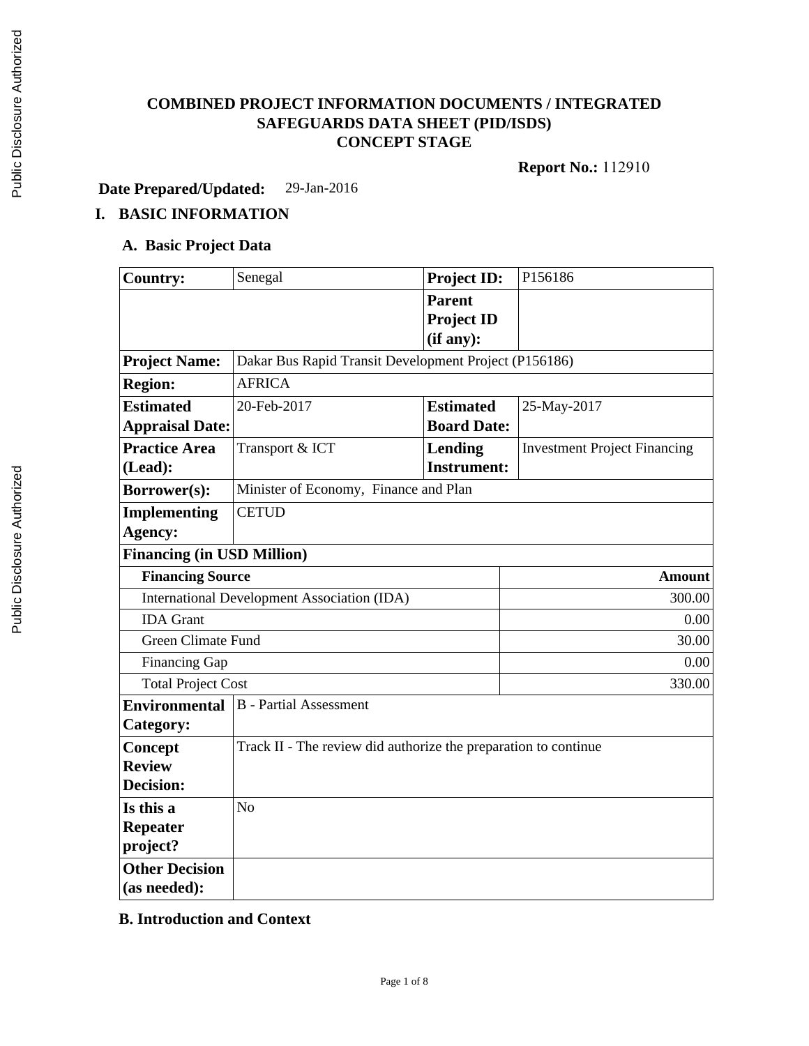# COMBINED PROJECT INFORMATION DOCUMENTS / INTEGRATED SAFEGUARDS DATA SHEET (PID/ISDS)
# CONCEPT STAGE

**Report No.:** 112910

**Date Prepared/Updated:** 29-Jan-2016

## I. BASIC INFORMATION

### A. Basic Project Data

| | | | |
|---|---|---|---|
| **Country:** | Senegal | **Project ID:** | P156186 |
| | | **Parent Project ID (if any):** | |
| **Project Name:** | Dakar Bus Rapid Transit Development Project (P156186) | | |
| **Region:** | AFRICA | | |
| **Estimated Appraisal Date:** | 20-Feb-2017 | **Estimated Board Date:** | 25-May-2017 |
| **Practice Area (Lead):** | Transport & ICT | **Lending Instrument:** | Investment Project Financing |
| **Borrower(s):** | Minister of Economy, Finance and Plan | | |
| **Implementing Agency:** | CETUD | | |

**Financing (in USD Million)**

| Financing Source | Amount |
|---|---|
| International Development Association (IDA) | 300.00 |
| IDA Grant | 0.00 |
| Green Climate Fund | 30.00 |
| Financing Gap | 0.00 |
| Total Project Cost | 330.00 |

| | |
|---|---|
| **Environmental Category:** | B - Partial Assessment |
| **Concept Review Decision:** | Track II - The review did authorize the preparation to continue |
| **Is this a Repeater project?** | No |
| **Other Decision (as needed):** | |

### B. Introduction and Context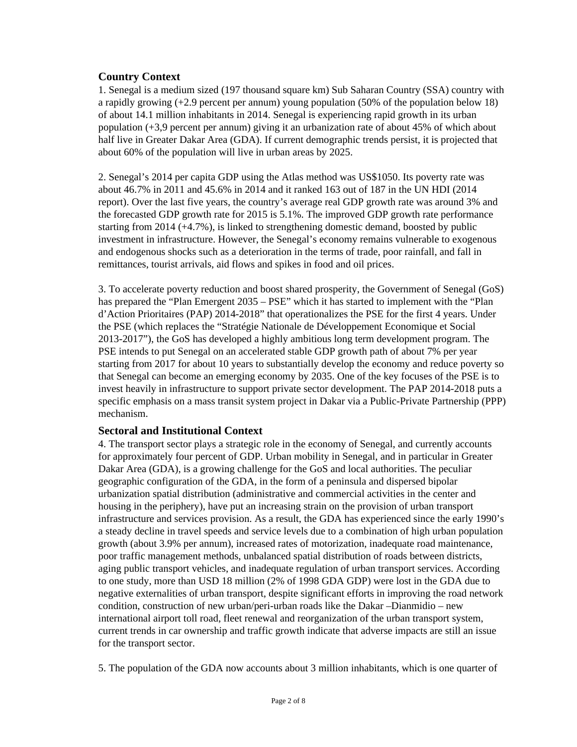## Country Context

1. Senegal is a medium sized (197 thousand square km) Sub Saharan Country (SSA) country with a rapidly growing (+2.9 percent per annum) young population (50% of the population below 18) of about 14.1 million inhabitants in 2014. Senegal is experiencing rapid growth in its urban population (+3,9 percent per annum) giving it an urbanization rate of about 45% of which about half live in Greater Dakar Area (GDA). If current demographic trends persist, it is projected that about 60% of the population will live in urban areas by 2025.

2. Senegal's 2014 per capita GDP using the Atlas method was US$1050. Its poverty rate was about 46.7% in 2011 and 45.6% in 2014 and it ranked 163 out of 187 in the UN HDI (2014 report). Over the last five years, the country's average real GDP growth rate was around 3% and the forecasted GDP growth rate for 2015 is 5.1%. The improved GDP growth rate performance starting from 2014 (+4.7%), is linked to strengthening domestic demand, boosted by public investment in infrastructure. However, the Senegal's economy remains vulnerable to exogenous and endogenous shocks such as a deterioration in the terms of trade, poor rainfall, and fall in remittances, tourist arrivals, aid flows and spikes in food and oil prices.

3. To accelerate poverty reduction and boost shared prosperity, the Government of Senegal (GoS) has prepared the "Plan Emergent 2035 – PSE" which it has started to implement with the "Plan d'Action Prioritaires (PAP) 2014-2018" that operationalizes the PSE for the first 4 years. Under the PSE (which replaces the "Stratégie Nationale de Développement Economique et Social 2013-2017"), the GoS has developed a highly ambitious long term development program. The PSE intends to put Senegal on an accelerated stable GDP growth path of about 7% per year starting from 2017 for about 10 years to substantially develop the economy and reduce poverty so that Senegal can become an emerging economy by 2035. One of the key focuses of the PSE is to invest heavily in infrastructure to support private sector development. The PAP 2014-2018 puts a specific emphasis on a mass transit system project in Dakar via a Public-Private Partnership (PPP) mechanism.

## Sectoral and Institutional Context

4. The transport sector plays a strategic role in the economy of Senegal, and currently accounts for approximately four percent of GDP. Urban mobility in Senegal, and in particular in Greater Dakar Area (GDA), is a growing challenge for the GoS and local authorities. The peculiar geographic configuration of the GDA, in the form of a peninsula and dispersed bipolar urbanization spatial distribution (administrative and commercial activities in the center and housing in the periphery), have put an increasing strain on the provision of urban transport infrastructure and services provision. As a result, the GDA has experienced since the early 1990's a steady decline in travel speeds and service levels due to a combination of high urban population growth (about 3.9% per annum), increased rates of motorization, inadequate road maintenance, poor traffic management methods, unbalanced spatial distribution of roads between districts, aging public transport vehicles, and inadequate regulation of urban transport services. According to one study, more than USD 18 million (2% of 1998 GDA GDP) were lost in the GDA due to negative externalities of urban transport, despite significant efforts in improving the road network condition, construction of new urban/peri-urban roads like the Dakar –Dianmidio – new international airport toll road, fleet renewal and reorganization of the urban transport system, current trends in car ownership and traffic growth indicate that adverse impacts are still an issue for the transport sector.

5. The population of the GDA now accounts about 3 million inhabitants, which is one quarter of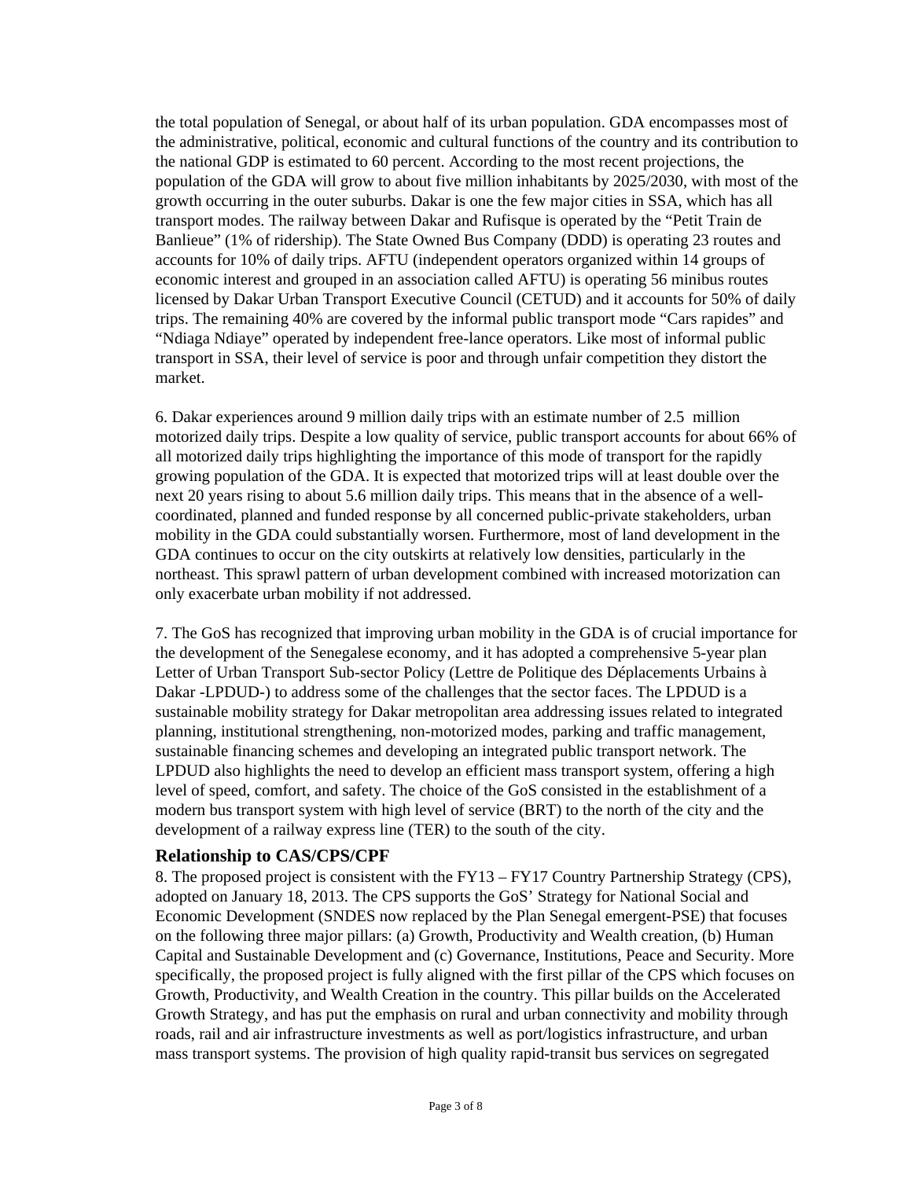the total population of Senegal, or about half of its urban population. GDA encompasses most of the administrative, political, economic and cultural functions of the country and its contribution to the national GDP is estimated to 60 percent. According to the most recent projections, the population of the GDA will grow to about five million inhabitants by 2025/2030, with most of the growth occurring in the outer suburbs. Dakar is one the few major cities in SSA, which has all transport modes. The railway between Dakar and Rufisque is operated by the "Petit Train de Banlieue" (1% of ridership). The State Owned Bus Company (DDD) is operating 23 routes and accounts for 10% of daily trips. AFTU (independent operators organized within 14 groups of economic interest and grouped in an association called AFTU) is operating 56 minibus routes licensed by Dakar Urban Transport Executive Council (CETUD) and it accounts for 50% of daily trips. The remaining 40% are covered by the informal public transport mode "Cars rapides" and "Ndiaga Ndiaye" operated by independent free-lance operators. Like most of informal public transport in SSA, their level of service is poor and through unfair competition they distort the market.

6. Dakar experiences around 9 million daily trips with an estimate number of 2.5 million motorized daily trips. Despite a low quality of service, public transport accounts for about 66% of all motorized daily trips highlighting the importance of this mode of transport for the rapidly growing population of the GDA. It is expected that motorized trips will at least double over the next 20 years rising to about 5.6 million daily trips. This means that in the absence of a well-coordinated, planned and funded response by all concerned public-private stakeholders, urban mobility in the GDA could substantially worsen. Furthermore, most of land development in the GDA continues to occur on the city outskirts at relatively low densities, particularly in the northeast. This sprawl pattern of urban development combined with increased motorization can only exacerbate urban mobility if not addressed.

7. The GoS has recognized that improving urban mobility in the GDA is of crucial importance for the development of the Senegalese economy, and it has adopted a comprehensive 5-year plan Letter of Urban Transport Sub-sector Policy (Lettre de Politique des Déplacements Urbains à Dakar -LPDUD-) to address some of the challenges that the sector faces. The LPDUD is a sustainable mobility strategy for Dakar metropolitan area addressing issues related to integrated planning, institutional strengthening, non-motorized modes, parking and traffic management, sustainable financing schemes and developing an integrated public transport network. The LPDUD also highlights the need to develop an efficient mass transport system, offering a high level of speed, comfort, and safety. The choice of the GoS consisted in the establishment of a modern bus transport system with high level of service (BRT) to the north of the city and the development of a railway express line (TER) to the south of the city.

### Relationship to CAS/CPS/CPF

8. The proposed project is consistent with the FY13 – FY17 Country Partnership Strategy (CPS), adopted on January 18, 2013. The CPS supports the GoS' Strategy for National Social and Economic Development (SNDES now replaced by the Plan Senegal emergent-PSE) that focuses on the following three major pillars: (a) Growth, Productivity and Wealth creation, (b) Human Capital and Sustainable Development and (c) Governance, Institutions, Peace and Security. More specifically, the proposed project is fully aligned with the first pillar of the CPS which focuses on Growth, Productivity, and Wealth Creation in the country. This pillar builds on the Accelerated Growth Strategy, and has put the emphasis on rural and urban connectivity and mobility through roads, rail and air infrastructure investments as well as port/logistics infrastructure, and urban mass transport systems. The provision of high quality rapid-transit bus services on segregated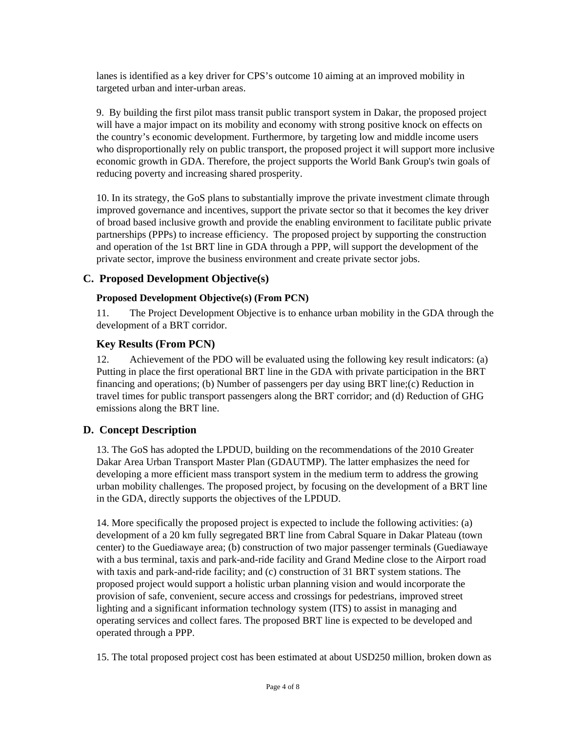lanes is identified as a key driver for CPS's outcome 10 aiming at an improved mobility in targeted urban and inter-urban areas.

9. By building the first pilot mass transit public transport system in Dakar, the proposed project will have a major impact on its mobility and economy with strong positive knock on effects on the country's economic development. Furthermore, by targeting low and middle income users who disproportionally rely on public transport, the proposed project it will support more inclusive economic growth in GDA. Therefore, the project supports the World Bank Group's twin goals of reducing poverty and increasing shared prosperity.

10. In its strategy, the GoS plans to substantially improve the private investment climate through improved governance and incentives, support the private sector so that it becomes the key driver of broad based inclusive growth and provide the enabling environment to facilitate public private partnerships (PPPs) to increase efficiency. The proposed project by supporting the construction and operation of the 1st BRT line in GDA through a PPP, will support the development of the private sector, improve the business environment and create private sector jobs.

## C. Proposed Development Objective(s)

### Proposed Development Objective(s) (From PCN)

11. The Project Development Objective is to enhance urban mobility in the GDA through the development of a BRT corridor.

### Key Results (From PCN)

12. Achievement of the PDO will be evaluated using the following key result indicators: (a) Putting in place the first operational BRT line in the GDA with private participation in the BRT financing and operations; (b) Number of passengers per day using BRT line;(c) Reduction in travel times for public transport passengers along the BRT corridor; and (d) Reduction of GHG emissions along the BRT line.

## D. Concept Description

13. The GoS has adopted the LPDUD, building on the recommendations of the 2010 Greater Dakar Area Urban Transport Master Plan (GDAUTMP). The latter emphasizes the need for developing a more efficient mass transport system in the medium term to address the growing urban mobility challenges. The proposed project, by focusing on the development of a BRT line in the GDA, directly supports the objectives of the LPDUD.

14. More specifically the proposed project is expected to include the following activities: (a) development of a 20 km fully segregated BRT line from Cabral Square in Dakar Plateau (town center) to the Guediawaye area; (b) construction of two major passenger terminals (Guediawaye with a bus terminal, taxis and park-and-ride facility and Grand Medine close to the Airport road with taxis and park-and-ride facility; and (c) construction of 31 BRT system stations. The proposed project would support a holistic urban planning vision and would incorporate the provision of safe, convenient, secure access and crossings for pedestrians, improved street lighting and a significant information technology system (ITS) to assist in managing and operating services and collect fares. The proposed BRT line is expected to be developed and operated through a PPP.

15. The total proposed project cost has been estimated at about USD250 million, broken down as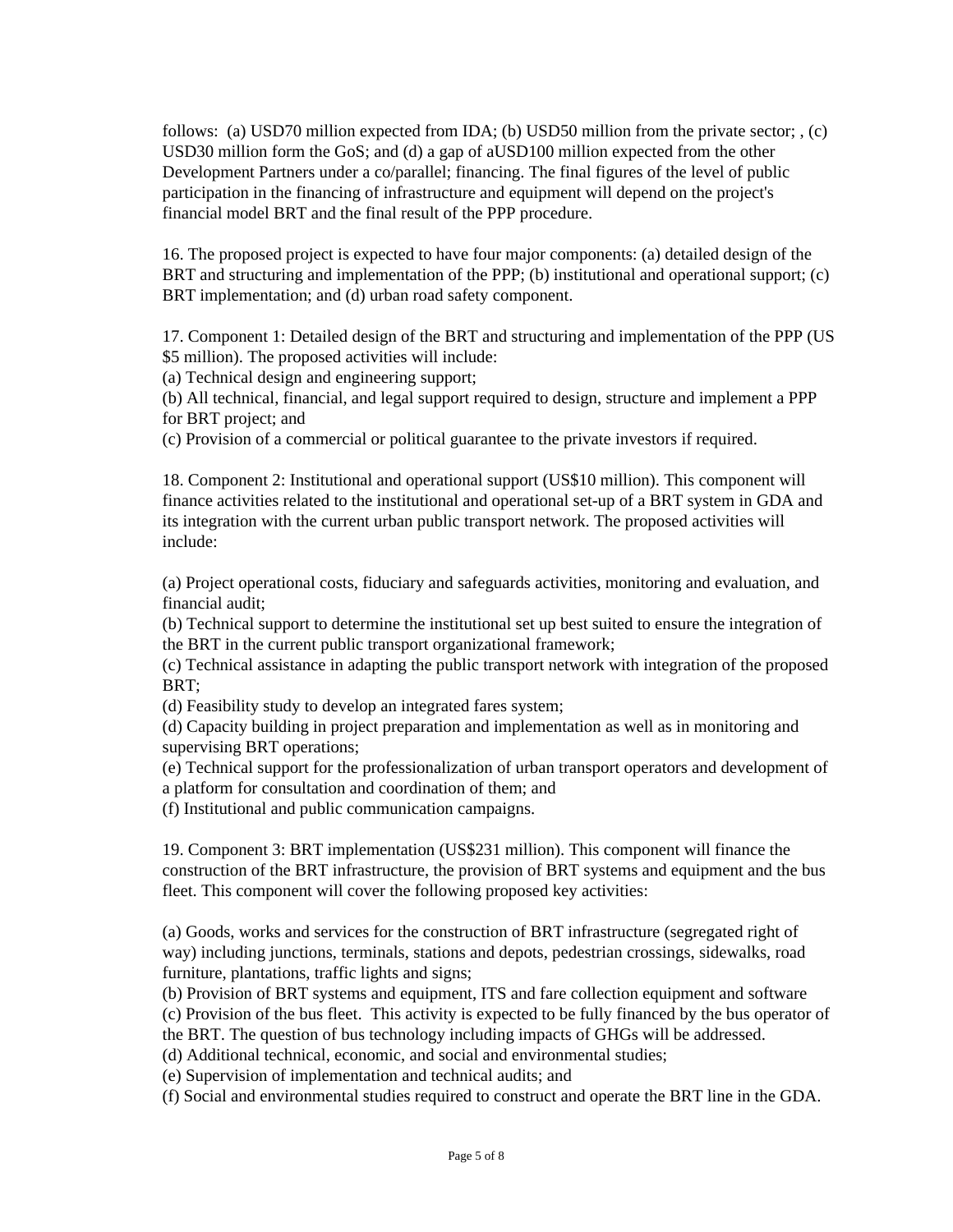follows: (a) USD70 million expected from IDA; (b) USD50 million from the private sector; , (c) USD30 million form the GoS; and (d) a gap of aUSD100 million expected from the other Development Partners under a co/parallel; financing. The final figures of the level of public participation in the financing of infrastructure and equipment will depend on the project's financial model BRT and the final result of the PPP procedure.

16. The proposed project is expected to have four major components: (a) detailed design of the BRT and structuring and implementation of the PPP; (b) institutional and operational support; (c) BRT implementation; and (d) urban road safety component.

17. Component 1: Detailed design of the BRT and structuring and implementation of the PPP (US $5 million). The proposed activities will include:
(a) Technical design and engineering support;
(b) All technical, financial, and legal support required to design, structure and implement a PPP for BRT project; and
(c) Provision of a commercial or political guarantee to the private investors if required.

18. Component 2: Institutional and operational support (US$10 million). This component will finance activities related to the institutional and operational set-up of a BRT system in GDA and its integration with the current urban public transport network. The proposed activities will include:

(a) Project operational costs, fiduciary and safeguards activities, monitoring and evaluation, and financial audit;
(b) Technical support to determine the institutional set up best suited to ensure the integration of the BRT in the current public transport organizational framework;
(c) Technical assistance in adapting the public transport network with integration of the proposed BRT;
(d) Feasibility study to develop an integrated fares system;
(d) Capacity building in project preparation and implementation as well as in monitoring and supervising BRT operations;
(e) Technical support for the professionalization of urban transport operators and development of a platform for consultation and coordination of them; and
(f) Institutional and public communication campaigns.

19. Component 3: BRT implementation (US$231 million). This component will finance the construction of the BRT infrastructure, the provision of BRT systems and equipment and the bus fleet. This component will cover the following proposed key activities:

(a) Goods, works and services for the construction of BRT infrastructure (segregated right of way) including junctions, terminals, stations and depots, pedestrian crossings, sidewalks, road furniture, plantations, traffic lights and signs;
(b) Provision of BRT systems and equipment, ITS and fare collection equipment and software
(c) Provision of the bus fleet. This activity is expected to be fully financed by the bus operator of the BRT. The question of bus technology including impacts of GHGs will be addressed.
(d) Additional technical, economic, and social and environmental studies;
(e) Supervision of implementation and technical audits; and
(f) Social and environmental studies required to construct and operate the BRT line in the GDA.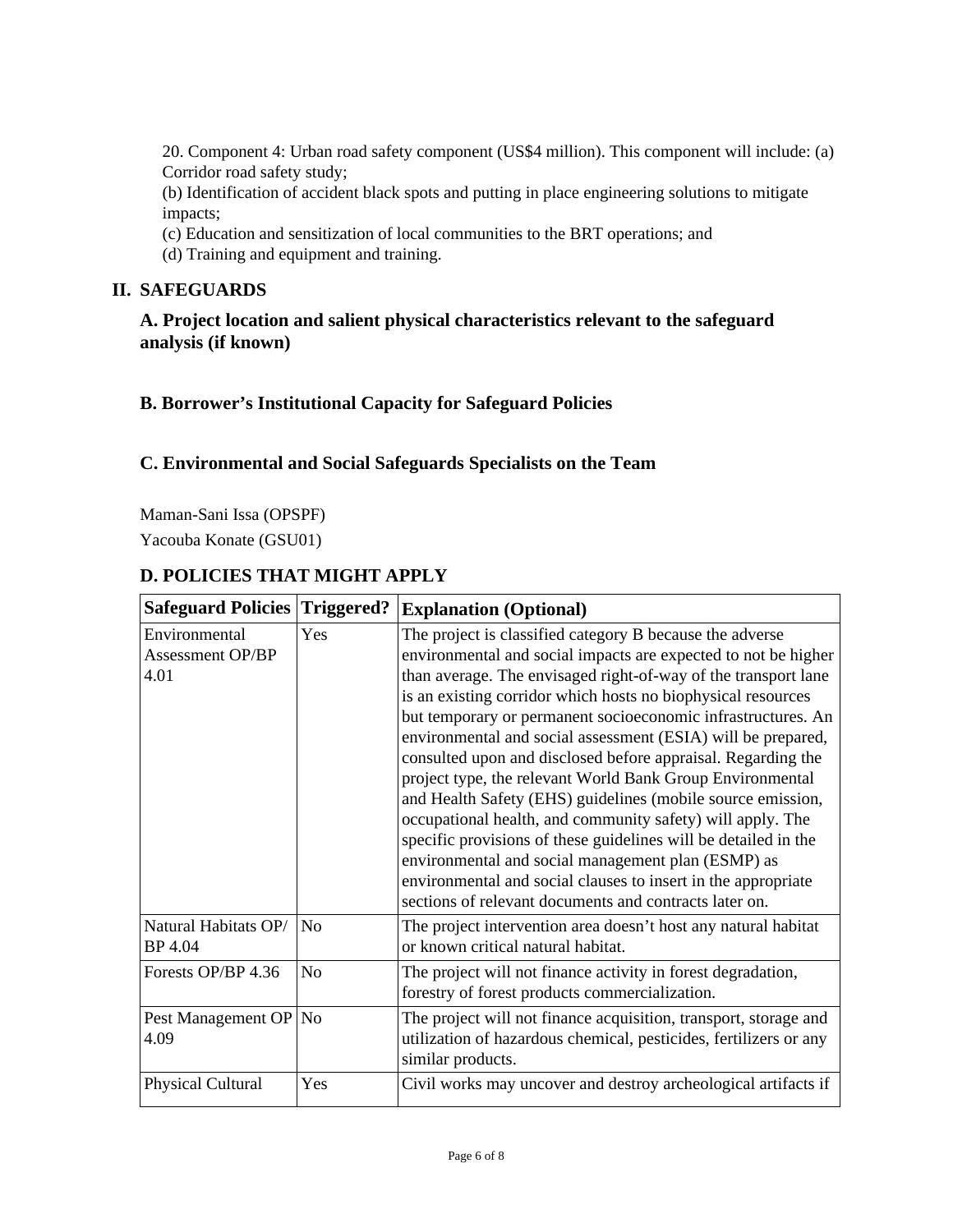20. Component 4: Urban road safety component (US$4 million). This component will include: (a) Corridor road safety study;

(b) Identification of accident black spots and putting in place engineering solutions to mitigate impacts;

(c) Education and sensitization of local communities to the BRT operations; and

(d) Training and equipment and training.

## II. SAFEGUARDS

### A. Project location and salient physical characteristics relevant to the safeguard analysis (if known)

### B. Borrower's Institutional Capacity for Safeguard Policies

### C. Environmental and Social Safeguards Specialists on the Team

Maman-Sani Issa (OPSPF)

Yacouba Konate (GSU01)

### D. POLICIES THAT MIGHT APPLY

| Safeguard Policies | Triggered? | Explanation (Optional) |
|---|---|---|
| Environmental Assessment OP/BP 4.01 | Yes | The project is classified category B because the adverse environmental and social impacts are expected to not be higher than average. The envisaged right-of-way of the transport lane is an existing corridor which hosts no biophysical resources but temporary or permanent socioeconomic infrastructures. An environmental and social assessment (ESIA) will be prepared, consulted upon and disclosed before appraisal. Regarding the project type, the relevant World Bank Group Environmental and Health Safety (EHS) guidelines (mobile source emission, occupational health, and community safety) will apply. The specific provisions of these guidelines will be detailed in the environmental and social management plan (ESMP) as environmental and social clauses to insert in the appropriate sections of relevant documents and contracts later on. |
| Natural Habitats OP/ BP 4.04 | No | The project intervention area doesn't host any natural habitat or known critical natural habitat. |
| Forests OP/BP 4.36 | No | The project will not finance activity in forest degradation, forestry of forest products commercialization. |
| Pest Management OP 4.09 | No | The project will not finance acquisition, transport, storage and utilization of hazardous chemical, pesticides, fertilizers or any similar products. |
| Physical Cultural | Yes | Civil works may uncover and destroy archeological artifacts if |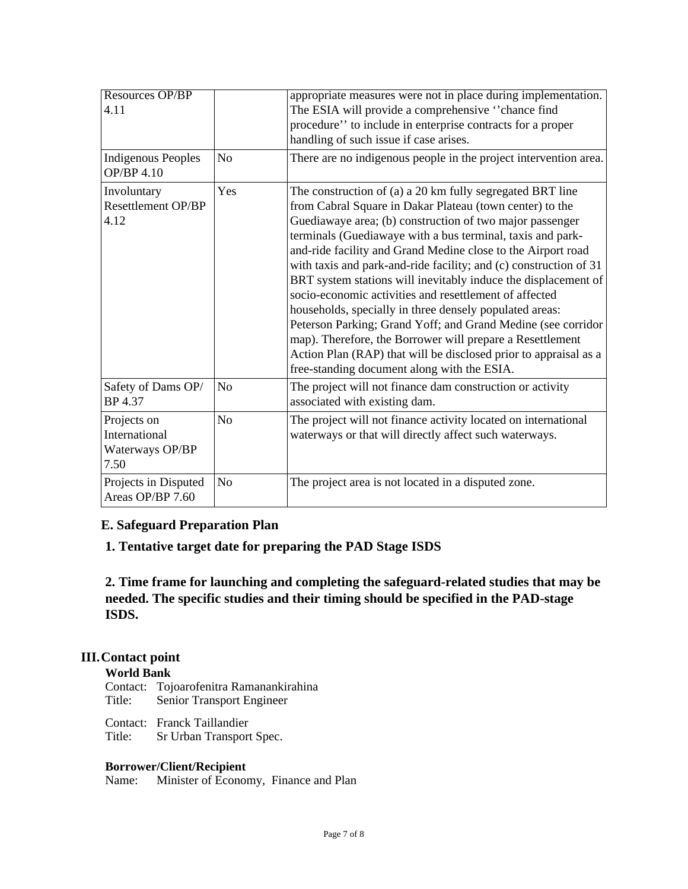| | | |
|---|---|---|
| Resources OP/BP 4.11 | | appropriate measures were not in place during implementation. The ESIA will provide a comprehensive ''chance find procedure'' to include in enterprise contracts for a proper handling of such issue if case arises. |
| Indigenous Peoples OP/BP 4.10 | No | There are no indigenous people in the project intervention area. |
| Involuntary Resettlement OP/BP 4.12 | Yes | The construction of (a) a 20 km fully segregated BRT line from Cabral Square in Dakar Plateau (town center) to the Guediawaye area; (b) construction of two major passenger terminals (Guediawaye with a bus terminal, taxis and park-and-ride facility and Grand Medine close to the Airport road with taxis and park-and-ride facility; and (c) construction of 31 BRT system stations will inevitably induce the displacement of socio-economic activities and resettlement of affected households, specially in three densely populated areas: Peterson Parking; Grand Yoff; and Grand Medine (see corridor map). Therefore, the Borrower will prepare a Resettlement Action Plan (RAP) that will be disclosed prior to appraisal as a free-standing document along with the ESIA. |
| Safety of Dams OP/ BP 4.37 | No | The project will not finance dam construction or activity associated with existing dam. |
| Projects on International Waterways OP/BP 7.50 | No | The project will not finance activity located on international waterways or that will directly affect such waterways. |
| Projects in Disputed Areas OP/BP 7.60 | No | The project area is not located in a disputed zone. |

### E. Safeguard Preparation Plan

**1. Tentative target date for preparing the PAD Stage ISDS**

**2. Time frame for launching and completing the safeguard-related studies that may be needed. The specific studies and their timing should be specified in the PAD-stage ISDS.**

## III. Contact point

**World Bank**

Contact: Tojoarofenitra Ramanankirahina
Title: Senior Transport Engineer

Contact: Franck Taillandier
Title: Sr Urban Transport Spec.

**Borrower/Client/Recipient**

Name: Minister of Economy, Finance and Plan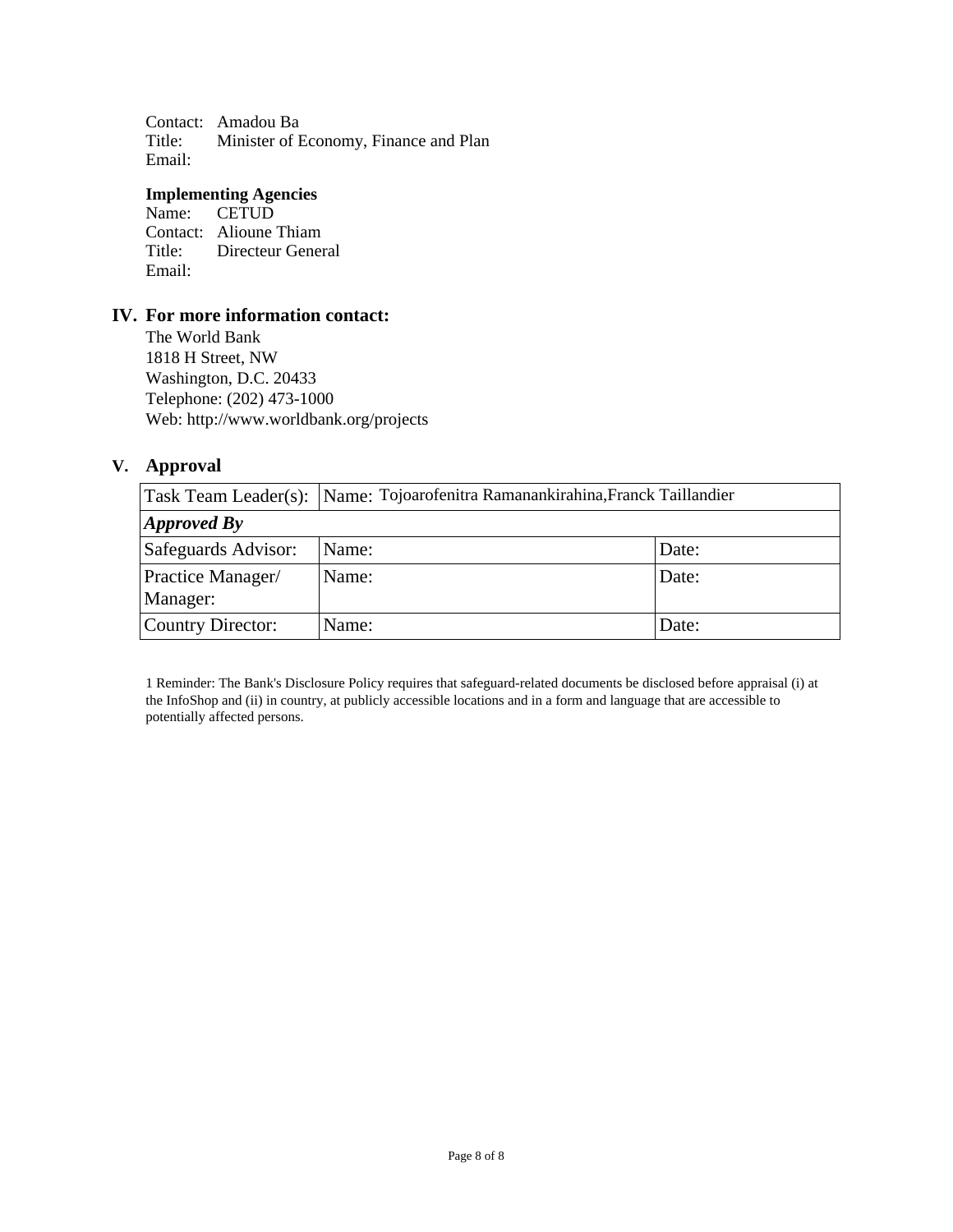Contact: Amadou Ba
Title: Minister of Economy, Finance and Plan
Email:

**Implementing Agencies**
Name: CETUD
Contact: Alioune Thiam
Title: Directeur General
Email:

## IV. For more information contact:

The World Bank
1818 H Street, NW
Washington, D.C. 20433
Telephone: (202) 473-1000
Web: http://www.worldbank.org/projects

## V. Approval

| | | |
|---|---|---|
| Task Team Leader(s): | Name: Tojoarofenitra Ramanankirahina,Franck Taillandier | |
| ***Approved By*** | | |
| Safeguards Advisor: | Name: | Date: |
| Practice Manager/ Manager: | Name: | Date: |
| Country Director: | Name: | Date: |

1 Reminder: The Bank's Disclosure Policy requires that safeguard-related documents be disclosed before appraisal (i) at the InfoShop and (ii) in country, at publicly accessible locations and in a form and language that are accessible to potentially affected persons.